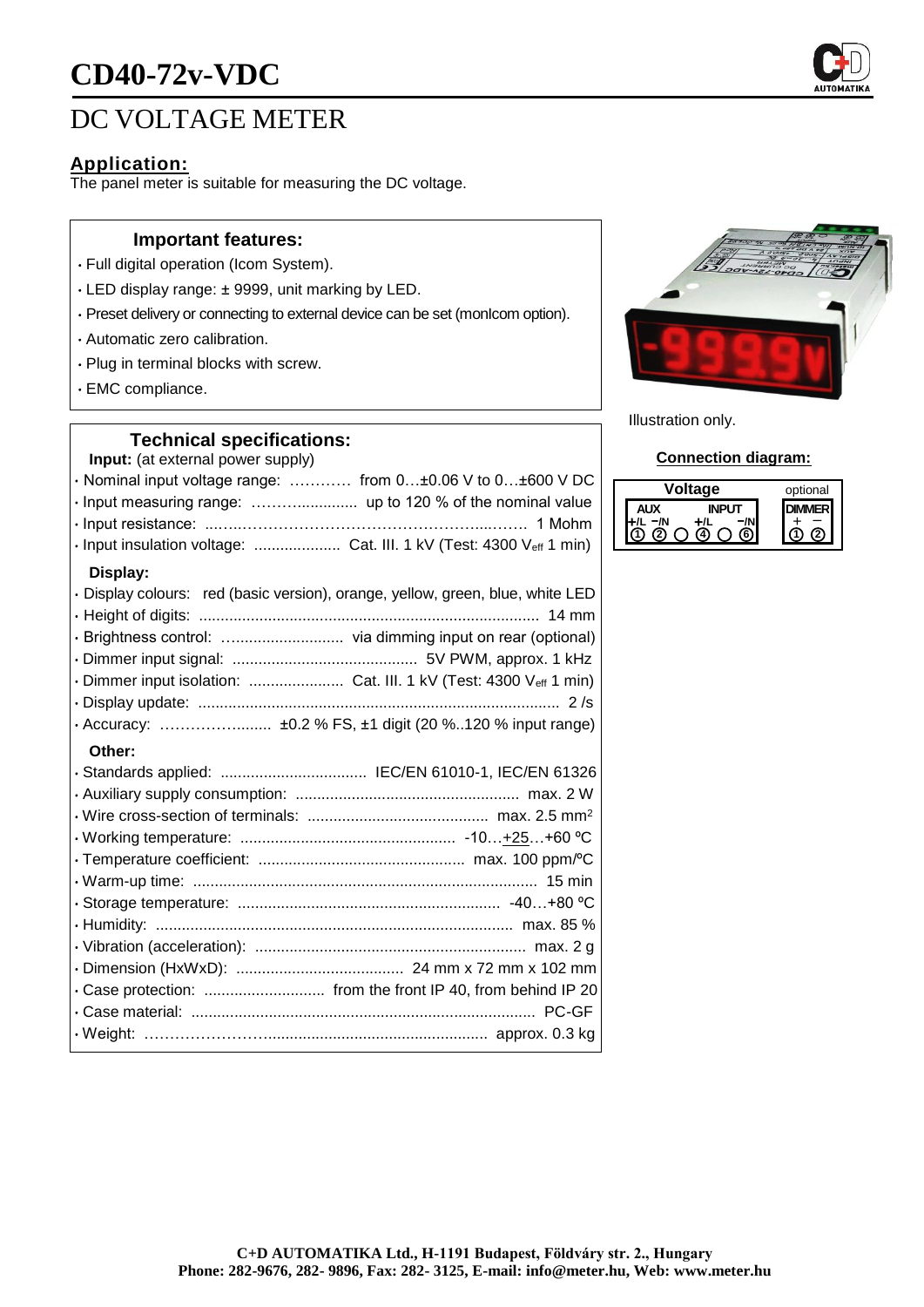# CD40-72v-VDC

## DC VOLTAGE METER

### Application:

The panel meter is suitable for measuring the DC voltage.

### Important features:

- Full digital operation (Icom System).
- LED display range: ± 9999, unit marking by LED.
- Preset delivery or connecting to external device can be set (monIcom option).
- Automatic zero calibration.
- Plug in terminal blocks with screw.
- EMC compliance.

Illustration only.

### Technical specifications:

**Input:** (at external power supply)

- Nominal input voltage range: ………… from 0…±0.06 V to 0…±600 V DC
- Input measuring range: ……….............. up to 120 % of the nominal value
- Input resistance: ..…..………………………………………...……. 1 Mohm
- Input insulation voltage: .................... Cat. III. 1 kV (Test: 4300 $V_{eff}$ 1 min)

**Display:**

- Display colours: red (basic version), orange, yellow, green, blue, white LED
- Height of digits: ............................................................................... 14 mm
- Brightness control: …......................... via dimming input on rear (optional)
- Dimmer input signal: ........................................... 5V PWM, approx. 1 kHz
- Dimmer input isolation: ...................... Cat. III. 1 kV (Test: 4300 $V_{eff}$ 1 min)
- Display update: .................................................................................... 2 /s
- Accuracy: ………………......... ±0.2 % FS, ±1 digit (20 %..120 % input range)

**Other:**

- Standards applied: .................................. IEC/EN 61010-1, IEC/EN 61326
- Auxiliary supply consumption: .................................................... max. 2 W
- Wire cross-section of terminals: .......................................... max. 2.5 mm²
- Working temperature: .................................................. -10…+25…+60 ºC
- Temperature coefficient: ................................................ max. 100 ppm/ºC
- Warm-up time: ................................................................................ 15 min
- Storage temperature: ............................................................. -40…+80 ºC
- Humidity: ................................................................................... max. 85 %
- Vibration (acceleration): ............................................................... max. 2 g
- Dimension (HxWxD): ....................................... 24 mm x 72 mm x 102 mm
- Case protection: ............................ from the front IP 40, from behind IP 20
- Case material: ................................................................................ PC-GF
- Weight: ……………………................................................... approx. 0.3 kg

### Connection diagram:

| Voltage | | | | | | optional | |
|---|---|---|---|---|---|---|---|
| AUX | | | INPUT | | | DIMMER | |
| +/L | −/N | | +/L | | −/N | + | − |
| 1 | 2 | ○ | 4 | ○ | 6 | 1 | 2 |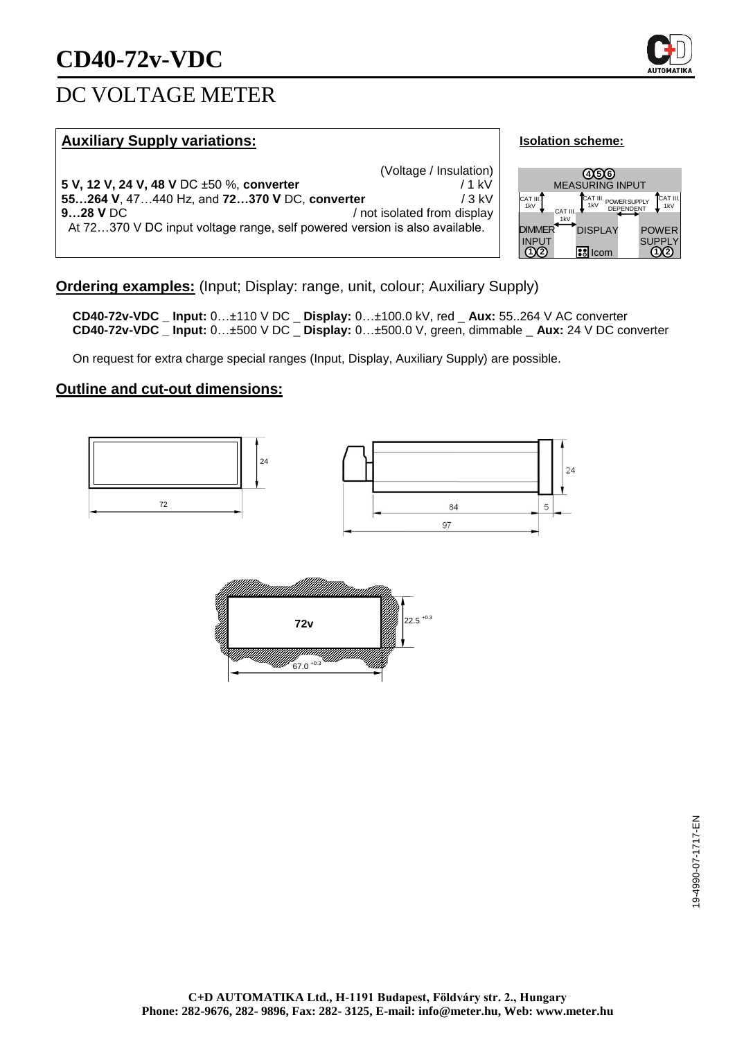# CD40-72v-VDC

## DC VOLTAGE METER

### Auxiliary Supply variations:

| | (Voltage / Insulation) |
|---|---|
| **5 V, 12 V, 24 V, 48 V** DC ±50 %, **converter** | / 1 kV |
| **55…264 V**, 47…440 Hz, and **72…370 V** DC, **converter** | / 3 kV |
| **9…28 V** DC | / not isolated from display |

At 72…370 V DC input voltage range, self powered version is also available.

### Isolation scheme:

4 5 6
MEASURING INPUT
CAT III. 1kV
CAT III. 1kV
CAT III. 1kV
POWER SUPPLY DEPENDENT
CAT III. 1kV
DIMMER INPUT 1 2
DISPLAY
Icom
POWER SUPPLY 1 2

### Ordering examples: (Input; Display: range, unit, colour; Auxiliary Supply)

**CD40-72v-VDC _ Input:** 0…±110 V DC _ **Display:** 0…±100.0 kV, red _ **Aux:** 55..264 V AC converter
**CD40-72v-VDC _ Input:** 0…±500 V DC _ **Display:** 0…±500.0 V, green, dimmable _ **Aux:** 24 V DC converter

On request for extra charge special ranges (Input, Display, Auxiliary Supply) are possible.

### Outline and cut-out dimensions:

24
72
24
84
5
97

72v
22.5 $^{+0.3}$
67.0 $^{+0.3}$

19-4990-07-1717-EN

**C+D AUTOMATIKA Ltd., H-1191 Budapest, Földváry str. 2., Hungary**
**Phone: 282-9676, 282- 9896, Fax: 282- 3125, E-mail: info@meter.hu, Web: www.meter.hu**